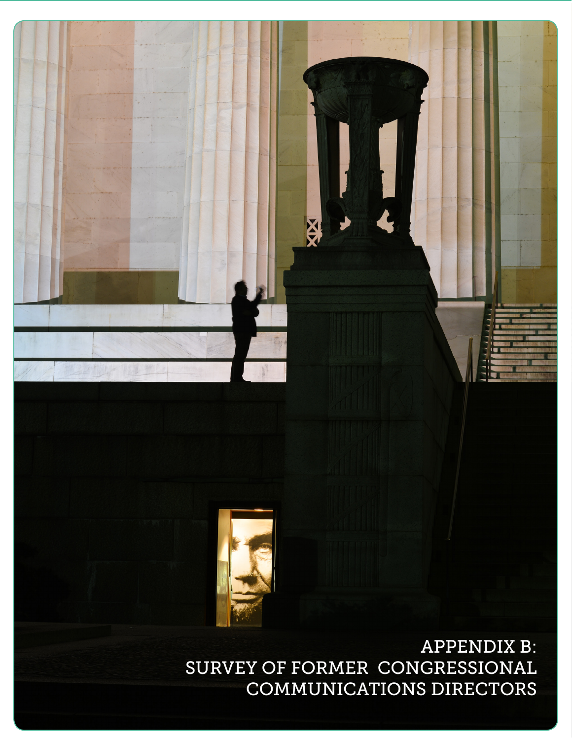# APPENDIX B: SURVEY OF FORMER CONGRESSIONAL COMMUNICATIONS DIRECTORS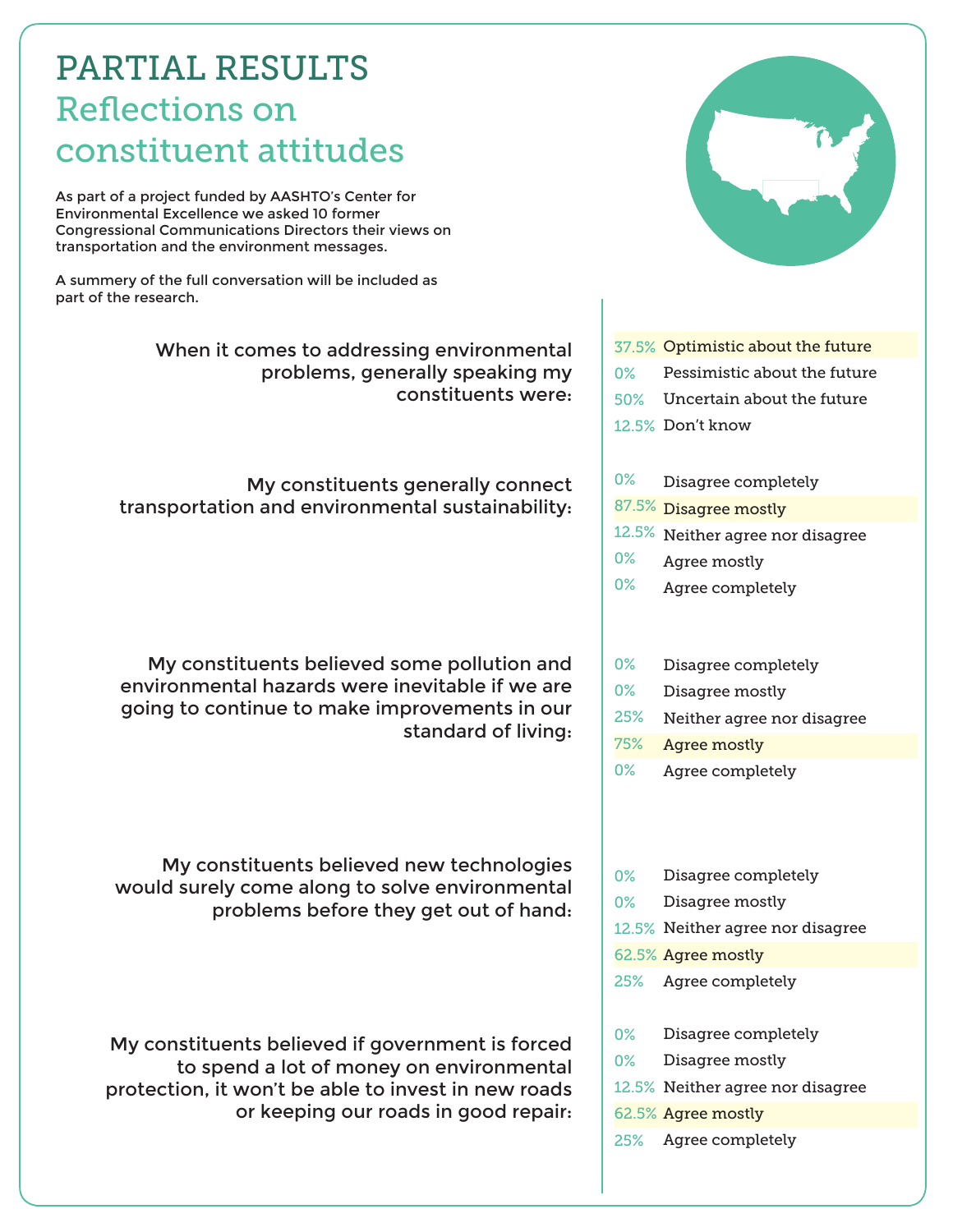# PARTIAL RESULTS

## Reflections on constituent attitudes

As part of a project funded by AASHTO's Center for Environmental Excellence we asked 10 former Congressional Communications Directors their views on transportation and the environment messages.

A summery of the full conversation will be included as part of the research.

**When it comes to addressing environmental problems, generally speaking my constituents were:**

| % | Response |
|---|---|
| 37.5% | Optimistic about the future |
| 0% | Pessimistic about the future |
| 50% | Uncertain about the future |
| 12.5% | Don't know |

**My constituents generally connect transportation and environmental sustainability:**

| % | Response |
|---|---|
| 0% | Disagree completely |
| 87.5% | Disagree mostly |
| 12.5% | Neither agree nor disagree |
| 0% | Agree mostly |
| 0% | Agree completely |

**My constituents believed some pollution and environmental hazards were inevitable if we are going to continue to make improvements in our standard of living:**

| % | Response |
|---|---|
| 0% | Disagree completely |
| 0% | Disagree mostly |
| 25% | Neither agree nor disagree |
| 75% | Agree mostly |
| 0% | Agree completely |

**My constituents believed new technologies would surely come along to solve environmental problems before they get out of hand:**

| % | Response |
|---|---|
| 0% | Disagree completely |
| 0% | Disagree mostly |
| 12.5% | Neither agree nor disagree |
| 62.5% | Agree mostly |
| 25% | Agree completely |

**My constituents believed if government is forced to spend a lot of money on environmental protection, it won't be able to invest in new roads or keeping our roads in good repair:**

| % | Response |
|---|---|
| 0% | Disagree completely |
| 0% | Disagree mostly |
| 12.5% | Neither agree nor disagree |
| 62.5% | Agree mostly |
| 25% | Agree completely |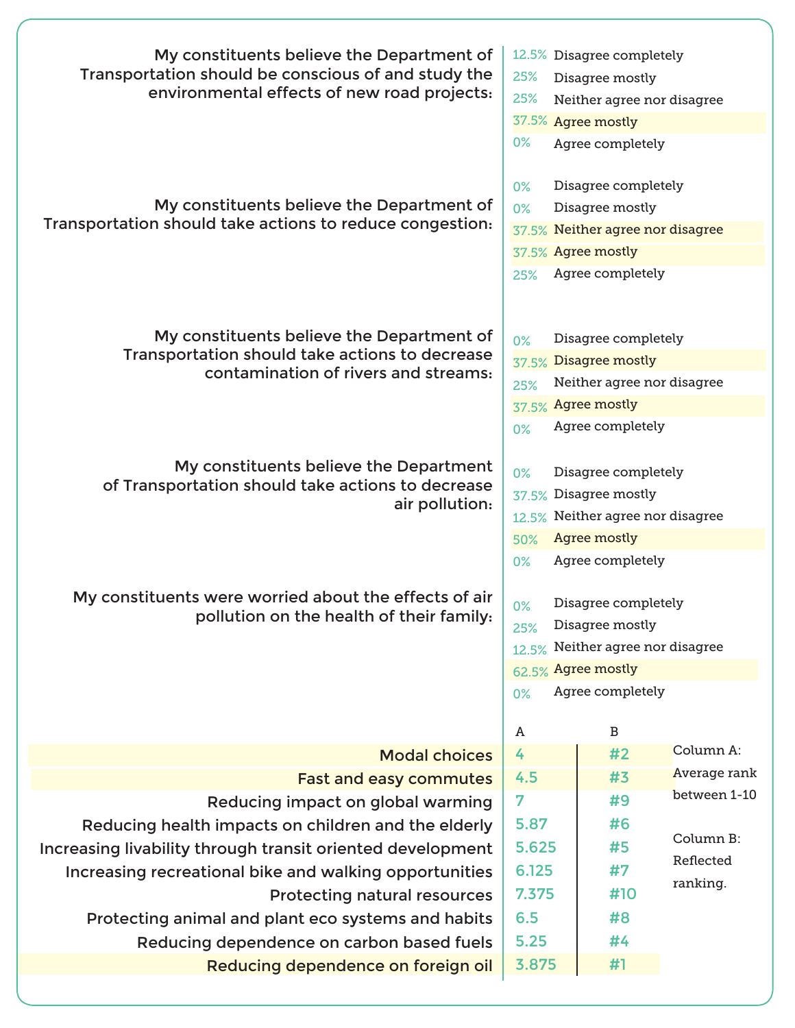My constituents believe the Department of Transportation should be conscious of and study the environmental effects of new road projects:

| | |
|---|---|
| 12.5% | Disagree completely |
| 25% | Disagree mostly |
| 25% | Neither agree nor disagree |
| 37.5% | Agree mostly |
| 0% | Agree completely |

My constituents believe the Department of Transportation should take actions to reduce congestion:

| | |
|---|---|
| 0% | Disagree completely |
| 0% | Disagree mostly |
| 37.5% | Neither agree nor disagree |
| 37.5% | Agree mostly |
| 25% | Agree completely |

My constituents believe the Department of Transportation should take actions to decrease contamination of rivers and streams:

| | |
|---|---|
| 0% | Disagree completely |
| 37.5% | Disagree mostly |
| 25% | Neither agree nor disagree |
| 37.5% | Agree mostly |
| 0% | Agree completely |

My constituents believe the Department of Transportation should take actions to decrease air pollution:

| | |
|---|---|
| 0% | Disagree completely |
| 37.5% | Disagree mostly |
| 12.5% | Neither agree nor disagree |
| 50% | Agree mostly |
| 0% | Agree completely |

My constituents were worried about the effects of air pollution on the health of their family:

| | |
|---|---|
| 0% | Disagree completely |
| 25% | Disagree mostly |
| 12.5% | Neither agree nor disagree |
| 62.5% | Agree mostly |
| 0% | Agree completely |

| | A | B |
|---|---|---|
| Modal choices | 4 | #2 |
| Fast and easy commutes | 4.5 | #3 |
| Reducing impact on global warming | 7 | #9 |
| Reducing health impacts on children and the elderly | 5.87 | #6 |
| Increasing livability through transit oriented development | 5.625 | #5 |
| Increasing recreational bike and walking opportunities | 6.125 | #7 |
| Protecting natural resources | 7.375 | #10 |
| Protecting animal and plant eco systems and habits | 6.5 | #8 |
| Reducing dependence on carbon based fuels | 5.25 | #4 |
| Reducing dependence on foreign oil | 3.875 | #1 |

Column A: Average rank between 1-10

Column B: Reflected ranking.